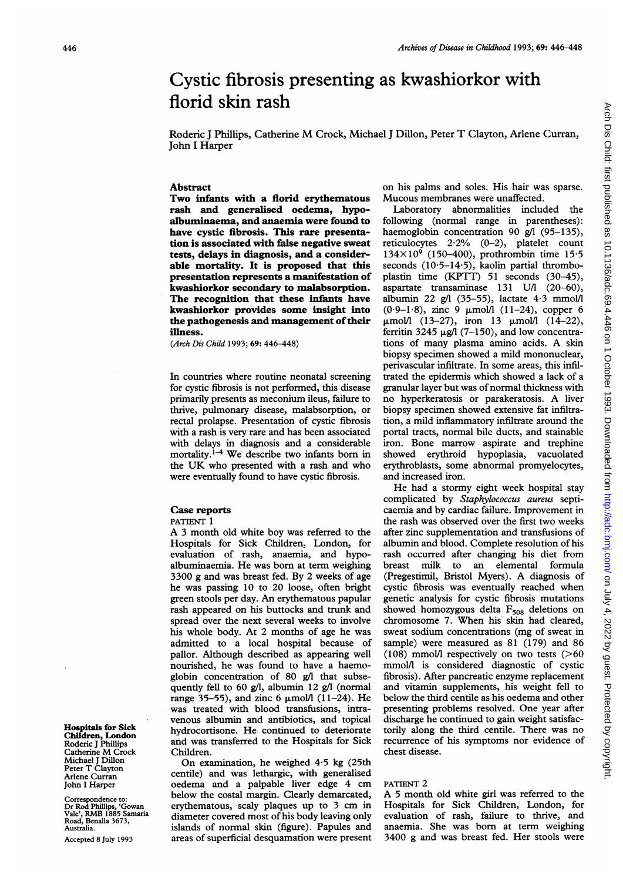# Cystic fibrosis presenting as kwashiorkor with florid skin rash

Roderic J Phillips, Catherine M Crock, Michael J Dillon, Peter T Clayton, Arlene Curran, John I Harper

## Abstract

**Two infants with a florid erythematous rash and generalised oedema, hypoalbuminaemia, and anaemia were found to have cystic fibrosis. This rare presentation is associated with false negative sweat tests, delays in diagnosis, and a considerable mortality. It is proposed that this presentation represents a manifestation of kwashiorkor secondary to malabsorption. The recognition that these infants have kwashiorkor provides some insight into the pathogenesis and management of their illness.**

(*Arch Dis Child* 1993; **69:** 446–448)

In countries where routine neonatal screening for cystic fibrosis is not performed, this disease primarily presents as meconium ileus, failure to thrive, pulmonary disease, malabsorption, or rectal prolapse. Presentation of cystic fibrosis with a rash is very rare and has been associated with delays in diagnosis and a considerable mortality.[1–4] We describe two infants born in the UK who presented with a rash and who were eventually found to have cystic fibrosis.

## Case reports

### PATIENT 1

A 3 month old white boy was referred to the Hospitals for Sick Children, London, for evaluation of rash, anaemia, and hypoalbuminaemia. He was born at term weighing 3300 g and was breast fed. By 2 weeks of age he was passing 10 to 20 loose, often bright green stools per day. An erythematous papular rash appeared on his buttocks and trunk and spread over the next several weeks to involve his whole body. At 2 months of age he was admitted to a local hospital because of pallor. Although described as appearing well nourished, he was found to have a haemoglobin concentration of 80 g/l that subsequently fell to 60 g/l, albumin 12 g/l (normal range 35–55), and zinc 6 μmol/l (11–24). He was treated with blood transfusions, intravenous albumin and antibiotics, and topical hydrocortisone. He continued to deteriorate and was transferred to the Hospitals for Sick Children.

On examination, he weighed 4·5 kg (25th centile) and was lethargic, with generalised oedema and a palpable liver edge 4 cm below the costal margin. Clearly demarcated, erythematous, scaly plaques up to 3 cm in diameter covered most of his body leaving only islands of normal skin (figure). Papules and areas of superficial desquamation were present on his palms and soles. His hair was sparse. Mucous membranes were unaffected.

Laboratory abnormalities included the following (normal range in parentheses): haemoglobin concentration 90 g/l (95–135), reticulocytes 2·2% (0–2), platelet count $134 \times 10^9$ (150–400), prothrombin time 15·5 seconds (10·5–14·5), kaolin partial thromboplastin time (KPTT) 51 seconds (30–45), aspartate transaminase 131 U/l (20–60), albumin 22 g/l (35–55), lactate 4·3 mmol/l (0·9–1·8), zinc 9 μmol/l (11–24), copper 6 μmol/l (13–27), iron 13 μmol/l (14–22), ferritin 3245 μg/l (7–150), and low concentrations of many plasma amino acids. A skin biopsy specimen showed a mild mononuclear, perivascular infiltrate. In some areas, this infiltrated the epidermis which showed a lack of a granular layer but was of normal thickness with no hyperkeratosis or parakeratosis. A liver biopsy specimen showed extensive fat infiltration, a mild inflammatory infiltrate around the portal tracts, normal bile ducts, and stainable iron. Bone marrow aspirate and trephine showed erythroid hypoplasia, vacuolated erythroblasts, some abnormal promyelocytes, and increased iron.

He had a stormy eight week hospital stay complicated by *Staphylococcus aureus* septicaemia and by cardiac failure. Improvement in the rash was observed over the first two weeks after zinc supplementation and transfusions of albumin and blood. Complete resolution of his rash occurred after changing his diet from breast milk to an elemental formula (Pregestimil, Bristol Myers). A diagnosis of cystic fibrosis was eventually reached when genetic analysis for cystic fibrosis mutations showed homozygous delta $F_{508}$ deletions on chromosome 7. When his skin had cleared, sweat sodium concentrations (mg of sweat in sample) were measured as 81 (179) and 86 (108) mmol/l respectively on two tests (>60 mmol/l is considered diagnostic of cystic fibrosis). After pancreatic enzyme replacement and vitamin supplements, his weight fell to below the third centile as his oedema and other presenting problems resolved. One year after discharge he continued to gain weight satisfactorily along the third centile. There was no recurrence of his symptoms nor evidence of chest disease.

### PATIENT 2

A 5 month old white girl was referred to the Hospitals for Sick Children, London, for evaluation of rash, failure to thrive, and anaemia. She was born at term weighing 3400 g and was breast fed. Her stools were

Hospitals for Sick Children, London
Roderic J Phillips
Catherine M Crock
Michael J Dillon
Peter T Clayton
Arlene Curran
John I Harper

Correspondence to: Dr Rod Phillips, 'Gowan Vale', RMB 1885 Samaria Road, Benalla 3673, Australia.

Accepted 8 July 1993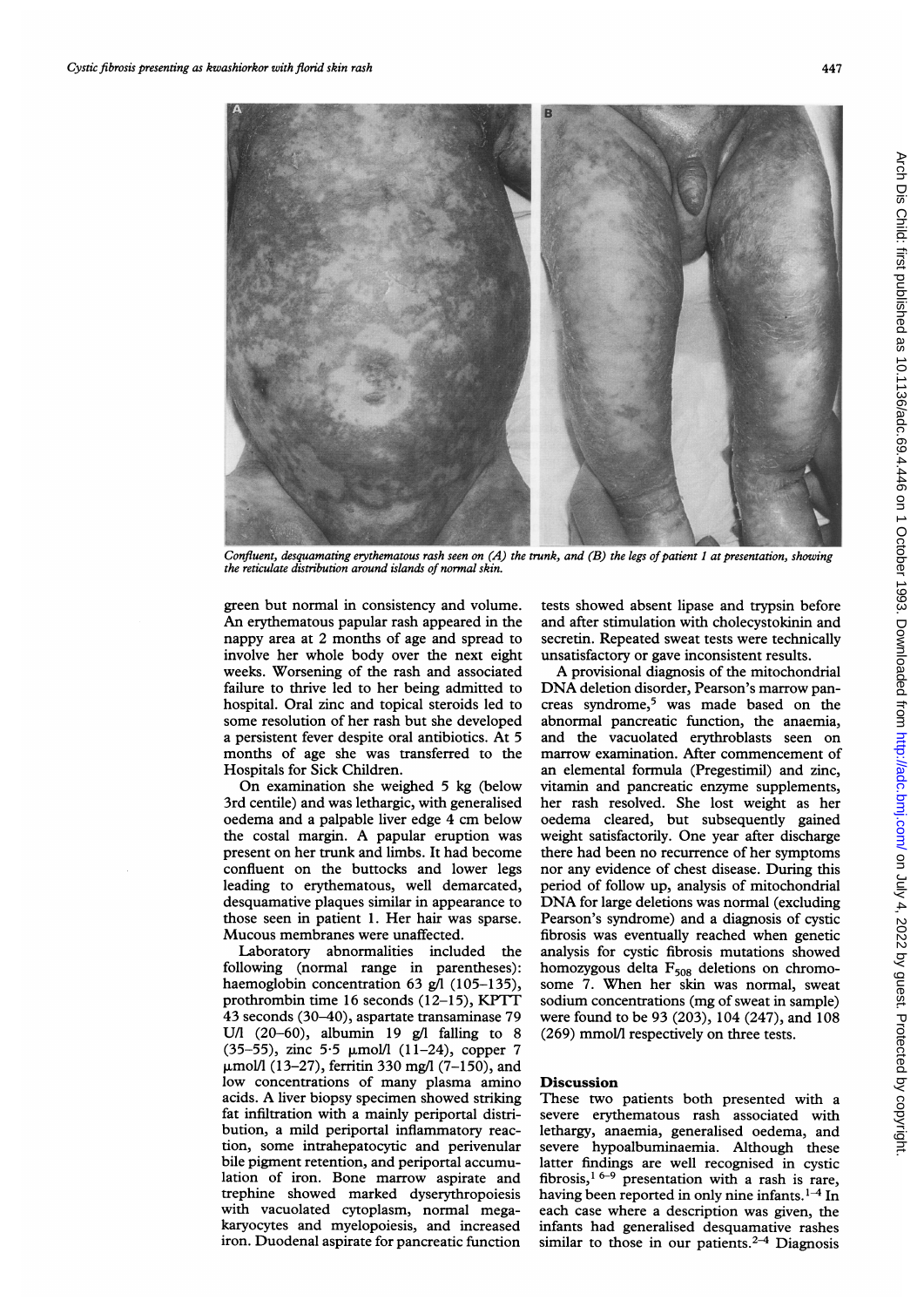*Confluent, desquamating erythematous rash seen on (A) the trunk, and (B) the legs of patient 1 at presentation, showing the reticulate distribution around islands of normal skin.*

green but normal in consistency and volume. An erythematous papular rash appeared in the nappy area at 2 months of age and spread to involve her whole body over the next eight weeks. Worsening of the rash and associated failure to thrive led to her being admitted to hospital. Oral zinc and topical steroids led to some resolution of her rash but she developed a persistent fever despite oral antibiotics. At 5 months of age she was transferred to the Hospitals for Sick Children.

On examination she weighed 5 kg (below 3rd centile) and was lethargic, with generalised oedema and a palpable liver edge 4 cm below the costal margin. A papular eruption was present on her trunk and limbs. It had become confluent on the buttocks and lower legs leading to erythematous, well demarcated, desquamative plaques similar in appearance to those seen in patient 1. Her hair was sparse. Mucous membranes were unaffected.

Laboratory abnormalities included the following (normal range in parentheses): haemoglobin concentration 63 g/l (105–135), prothrombin time 16 seconds (12–15), KPTT 43 seconds (30–40), aspartate transaminase 79 U/l (20–60), albumin 19 g/l falling to 8 (35–55), zinc 5·5 μmol/l (11–24), copper 7 μmol/l (13–27), ferritin 330 mg/l (7–150), and low concentrations of many plasma amino acids. A liver biopsy specimen showed striking fat infiltration with a mainly periportal distribution, a mild periportal inflammatory reaction, some intrahepatocytic and perivenular bile pigment retention, and periportal accumulation of iron. Bone marrow aspirate and trephine showed marked dyserythropoiesis with vacuolated cytoplasm, normal megakaryocytes and myelopoiesis, and increased iron. Duodenal aspirate for pancreatic function tests showed absent lipase and trypsin before and after stimulation with cholecystokinin and secretin. Repeated sweat tests were technically unsatisfactory or gave inconsistent results.

A provisional diagnosis of the mitochondrial DNA deletion disorder, Pearson's marrow pancreas syndrome,[5] was made based on the abnormal pancreatic function, the anaemia, and the vacuolated erythroblasts seen on marrow examination. After commencement of an elemental formula (Pregestimil) and zinc, vitamin and pancreatic enzyme supplements, her rash resolved. She lost weight as her oedema cleared, but subsequently gained weight satisfactorily. One year after discharge there had been no recurrence of her symptoms nor any evidence of chest disease. During this period of follow up, analysis of mitochondrial DNA for large deletions was normal (excluding Pearson's syndrome) and a diagnosis of cystic fibrosis was eventually reached when genetic analysis for cystic fibrosis mutations showed homozygous delta $F_{508}$ deletions on chromosome 7. When her skin was normal, sweat sodium concentrations (mg of sweat in sample) were found to be 93 (203), 104 (247), and 108 (269) mmol/l respectively on three tests.

## Discussion

These two patients both presented with a severe erythematous rash associated with lethargy, anaemia, generalised oedema, and severe hypoalbuminaemia. Although these latter findings are well recognised in cystic fibrosis,[1 6–9] presentation with a rash is rare, having been reported in only nine infants.[1–4] In each case where a description was given, the infants had generalised desquamative rashes similar to those in our patients.[2–4] Diagnosis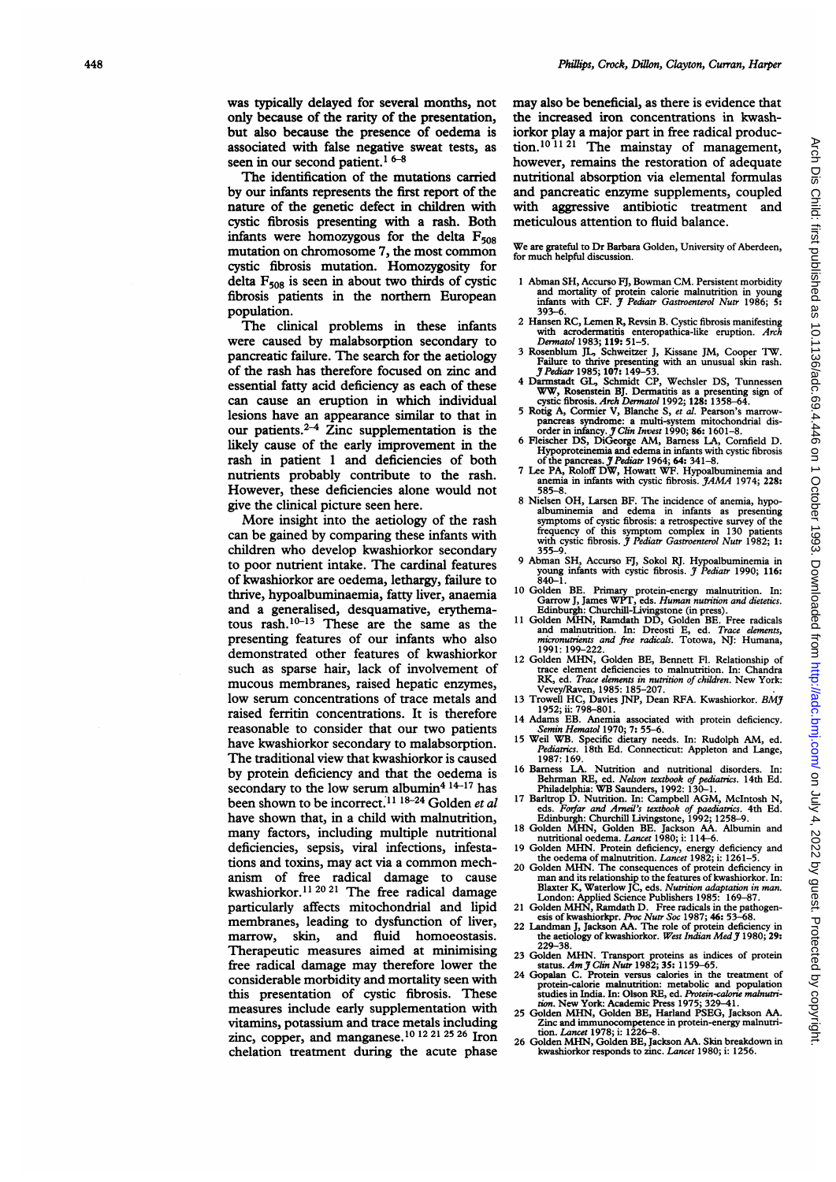was typically delayed for several months, not only because of the rarity of the presentation, but also because the presence of oedema is associated with false negative sweat tests, as seen in our second patient.[1 6-8]

The identification of the mutations carried by our infants represents the first report of the nature of the genetic defect in children with cystic fibrosis presenting with a rash. Both infants were homozygous for the delta $F_{508}$ mutation on chromosome 7, the most common cystic fibrosis mutation. Homozygosity for delta $F_{508}$ is seen in about two thirds of cystic fibrosis patients in the northern European population.

The clinical problems in these infants were caused by malabsorption secondary to pancreatic failure. The search for the aetiology of the rash has therefore focused on zinc and essential fatty acid deficiency as each of these can cause an eruption in which individual lesions have an appearance similar to that in our patients.[2-4] Zinc supplementation is the likely cause of the early improvement in the rash in patient 1 and deficiencies of both nutrients probably contribute to the rash. However, these deficiencies alone would not give the clinical picture seen here.

More insight into the aetiology of the rash can be gained by comparing these infants with children who develop kwashiorkor secondary to poor nutrient intake. The cardinal features of kwashiorkor are oedema, lethargy, failure to thrive, hypoalbuminaemia, fatty liver, anaemia and a generalised, desquamative, erythematous rash.[10-13] These are the same as the presenting features of our infants who also demonstrated other features of kwashiorkor such as sparse hair, lack of involvement of mucous membranes, raised hepatic enzymes, low serum concentrations of trace metals and raised ferritin concentrations. It is therefore reasonable to consider that our two patients have kwashiorkor secondary to malabsorption. The traditional view that kwashiorkor is caused by protein deficiency and that the oedema is secondary to the low serum albumin[4 14-17] has been shown to be incorrect.[11 18-24] Golden *et al* have shown that, in a child with malnutrition, many factors, including multiple nutritional deficiencies, sepsis, viral infections, infestations and toxins, may act via a common mechanism of free radical damage to cause kwashiorkor.[11 20 21] The free radical damage particularly affects mitochondrial and lipid membranes, leading to dysfunction of liver, marrow, skin, and fluid homoeostasis. Therapeutic measures aimed at minimising free radical damage may therefore lower the considerable morbidity and mortality seen with this presentation of cystic fibrosis. These measures include early supplementation with vitamins, potassium and trace metals including zinc, copper, and manganese.[10 12 21 25 26] Iron chelation treatment during the acute phase may also be beneficial, as there is evidence that the increased iron concentrations in kwashiorkor play a major part in free radical production.[10 11 21] The mainstay of management, however, remains the restoration of adequate nutritional absorption via elemental formulas and pancreatic enzyme supplements, coupled with aggressive antibiotic treatment and meticulous attention to fluid balance.

We are grateful to Dr Barbara Golden, University of Aberdeen, for much helpful discussion.

1. Abman SH, Accurso FJ, Bowman CM. Persistent morbidity and mortality of protein calorie malnutrition in young infants with CF. *J Pediatr Gastroenterol Nutr* 1986; **5**: 393–6.
2. Hansen RC, Lemen R, Revsin B. Cystic fibrosis manifesting with acrodermatitis enteropathica-like eruption. *Arch Dermatol* 1983; **119**: 51–5.
3. Rosenblum JL, Schweitzer J, Kissane JM, Cooper TW. Failure to thrive presenting with an unusual skin rash. *J Pediatr* 1985; **107**: 149–53.
4. Darmstadt GL, Schmidt CP, Wechsler DS, Tunnessen WW, Rosenstein BJ. Dermatitis as a presenting sign of cystic fibrosis. *Arch Dermatol* 1992; **128**: 1358–64.
5. Rotig A, Cormier V, Blanche S, *et al*. Pearson's marrow-pancreas syndrome: a multi-system mitochondrial disorder in infancy. *J Clin Invest* 1990; **86**: 1601–8.
6. Fleischer DS, DiGeorge AM, Barness LA, Cornfield D. Hypoproteinemia and edema in infants with cystic fibrosis of the pancreas. *J Pediatr* 1964; **64**: 341–8.
7. Lee PA, Roloff DW, Howatt WF. Hypoalbuminemia and anemia in infants with cystic fibrosis. *JAMA* 1974; **228**: 585–8.
8. Nielsen OH, Larsen BF. The incidence of anemia, hypoalbuminemia and edema in infants as presenting symptoms of cystic fibrosis: a retrospective survey of the frequency of this symptom complex in 130 patients with cystic fibrosis. *J Pediatr Gastroenterol Nutr* 1982; **1**: 355–9.
9. Abman SH, Accurso FJ, Sokol RJ. Hypoalbuminemia in young infants with cystic fibrosis. *J Pediatr* 1990; **116**: 840–1.
10. Golden BE. Primary protein-energy malnutrition. In: Garrow J, James WPT, eds. *Human nutrition and dietetics*. Edinburgh: Churchill-Livingstone (in press).
11. Golden MHN, Ramdath DD, Golden BE. Free radicals and malnutrition. In: Dreosti E, ed. *Trace elements, micronutrients and free radicals*. Totowa, NJ: Humana, 1991: 199–222.
12. Golden MHN, Golden BE, Bennett FI. Relationship of trace element deficiencies to malnutrition. In: Chandra RK, ed. *Trace elements in nutrition of children*. New York: Vevey/Raven, 1985: 185–207.
13. Trowell HC, Davies JNP, Dean RFA. Kwashiorkor. *BMJ* 1952; ii: 798–801.
14. Adams EB. Anemia associated with protein deficiency. *Semin Hematol* 1970; **7**: 55–6.
15. Weil WB. Specific dietary needs. In: Rudolph AM, ed. *Pediatrics*. 18th Ed. Connecticut: Appleton and Lange, 1987: 169.
16. Barness LA. Nutrition and nutritional disorders. In: Behrman RE, ed. *Nelson textbook of pediatrics*. 14th Ed. Philadelphia: WB Saunders, 1992: 130–1.
17. Barltrop D. Nutrition. In: Campbell AGM, McIntosh N, eds. *Forfar and Arneil's textbook of paediatrics*. 4th Ed. Edinburgh: Churchill Livingstone, 1992; 1258–9.
18. Golden MHN, Golden BE. Jackson AA. Albumin and nutritional oedema. *Lancet* 1980; i: 114–6.
19. Golden MHN. Protein deficiency, energy deficiency and the oedema of malnutrition. *Lancet* 1982; i: 1261–5.
20. Golden MHN. The consequences of protein deficiency in man and its relationship to the features of kwashiorkor. In: Blaxter K, Waterlow JC, eds. *Nutrition adaptation in man*. London: Applied Science Publishers 1985: 169–87.
21. Golden MHN, Ramdath D. Free radicals in the pathogenesis of kwashiorkpr. *Proc Nutr Soc* 1987; **46**: 53–68.
22. Landman J, Jackson AA. The role of protein deficiency in the aetiology of kwashiorkor. *West Indian Med J* 1980; **29**: 229–38.
23. Golden MHN. Transport proteins as indices of protein status. *Am J Clin Nutr* 1982; **35**: 1159–65.
24. Gopalan C. Protein versus calories in the treatment of protein-calorie malnutrition: metabolic and population studies in India. In: Olson RE, ed. *Protein-calorie malnutrition*. New York: Academic Press 1975; 329–41.
25. Golden MHN, Golden BE, Harland PSEG, Jackson AA. Zinc and immunocompetence in protein-energy malnutrition. *Lancet* 1978; i: 1226–8.
26. Golden MHN, Golden BE, Jackson AA. Skin breakdown in kwashiorkor responds to zinc. *Lancet* 1980; i: 1256.